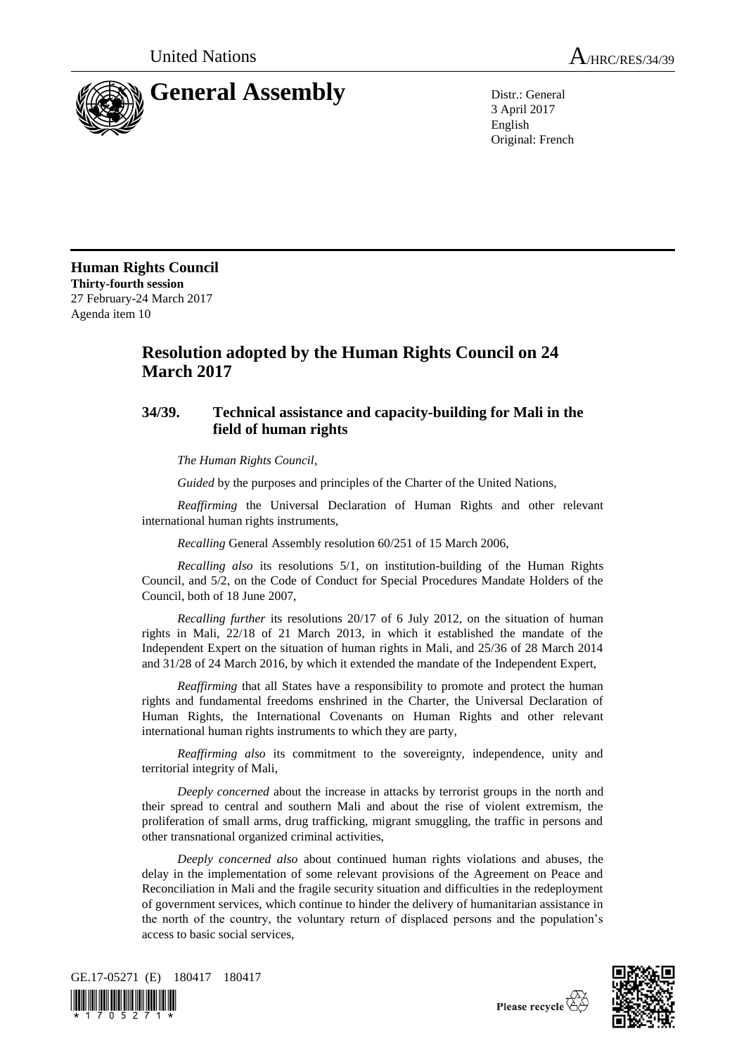United Nations

# General Assembly

A/HRC/RES/34/39

Distr.: General
3 April 2017
English
Original: French

**Human Rights Council**
**Thirty-fourth session**
27 February-24 March 2017
Agenda item 10

## Resolution adopted by the Human Rights Council on 24 March 2017

### 34/39. Technical assistance and capacity-building for Mali in the field of human rights

*The Human Rights Council*,

*Guided* by the purposes and principles of the Charter of the United Nations,

*Reaffirming* the Universal Declaration of Human Rights and other relevant international human rights instruments,

*Recalling* General Assembly resolution 60/251 of 15 March 2006,

*Recalling also* its resolutions 5/1, on institution-building of the Human Rights Council, and 5/2, on the Code of Conduct for Special Procedures Mandate Holders of the Council, both of 18 June 2007,

*Recalling further* its resolutions 20/17 of 6 July 2012, on the situation of human rights in Mali, 22/18 of 21 March 2013, in which it established the mandate of the Independent Expert on the situation of human rights in Mali, and 25/36 of 28 March 2014 and 31/28 of 24 March 2016, by which it extended the mandate of the Independent Expert,

*Reaffirming* that all States have a responsibility to promote and protect the human rights and fundamental freedoms enshrined in the Charter, the Universal Declaration of Human Rights, the International Covenants on Human Rights and other relevant international human rights instruments to which they are party,

*Reaffirming also* its commitment to the sovereignty, independence, unity and territorial integrity of Mali,

*Deeply concerned* about the increase in attacks by terrorist groups in the north and their spread to central and southern Mali and about the rise of violent extremism, the proliferation of small arms, drug trafficking, migrant smuggling, the traffic in persons and other transnational organized criminal activities,

*Deeply concerned also* about continued human rights violations and abuses, the delay in the implementation of some relevant provisions of the Agreement on Peace and Reconciliation in Mali and the fragile security situation and difficulties in the redeployment of government services, which continue to hinder the delivery of humanitarian assistance in the north of the country, the voluntary return of displaced persons and the population's access to basic social services,

GE.17-05271 (E) 180417 180417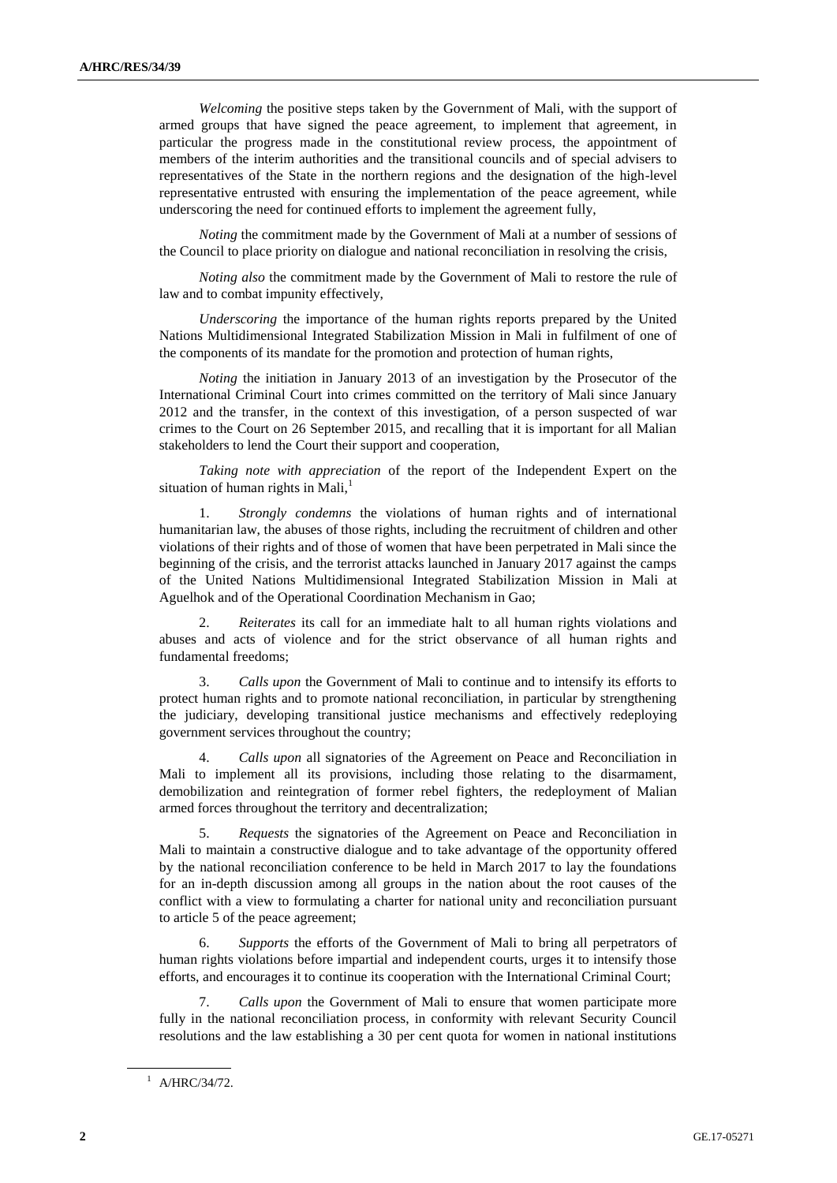*Welcoming* the positive steps taken by the Government of Mali, with the support of armed groups that have signed the peace agreement, to implement that agreement, in particular the progress made in the constitutional review process, the appointment of members of the interim authorities and the transitional councils and of special advisers to representatives of the State in the northern regions and the designation of the high-level representative entrusted with ensuring the implementation of the peace agreement, while underscoring the need for continued efforts to implement the agreement fully,

*Noting* the commitment made by the Government of Mali at a number of sessions of the Council to place priority on dialogue and national reconciliation in resolving the crisis,

*Noting also* the commitment made by the Government of Mali to restore the rule of law and to combat impunity effectively,

*Underscoring* the importance of the human rights reports prepared by the United Nations Multidimensional Integrated Stabilization Mission in Mali in fulfilment of one of the components of its mandate for the promotion and protection of human rights,

*Noting* the initiation in January 2013 of an investigation by the Prosecutor of the International Criminal Court into crimes committed on the territory of Mali since January 2012 and the transfer, in the context of this investigation, of a person suspected of war crimes to the Court on 26 September 2015, and recalling that it is important for all Malian stakeholders to lend the Court their support and cooperation,

*Taking note with appreciation* of the report of the Independent Expert on the situation of human rights in Mali,[1]

1. *Strongly condemns* the violations of human rights and of international humanitarian law, the abuses of those rights, including the recruitment of children and other violations of their rights and of those of women that have been perpetrated in Mali since the beginning of the crisis, and the terrorist attacks launched in January 2017 against the camps of the United Nations Multidimensional Integrated Stabilization Mission in Mali at Aguelhok and of the Operational Coordination Mechanism in Gao;

2. *Reiterates* its call for an immediate halt to all human rights violations and abuses and acts of violence and for the strict observance of all human rights and fundamental freedoms;

3. *Calls upon* the Government of Mali to continue and to intensify its efforts to protect human rights and to promote national reconciliation, in particular by strengthening the judiciary, developing transitional justice mechanisms and effectively redeploying government services throughout the country;

4. *Calls upon* all signatories of the Agreement on Peace and Reconciliation in Mali to implement all its provisions, including those relating to the disarmament, demobilization and reintegration of former rebel fighters, the redeployment of Malian armed forces throughout the territory and decentralization;

5. *Requests* the signatories of the Agreement on Peace and Reconciliation in Mali to maintain a constructive dialogue and to take advantage of the opportunity offered by the national reconciliation conference to be held in March 2017 to lay the foundations for an in-depth discussion among all groups in the nation about the root causes of the conflict with a view to formulating a charter for national unity and reconciliation pursuant to article 5 of the peace agreement;

6. *Supports* the efforts of the Government of Mali to bring all perpetrators of human rights violations before impartial and independent courts, urges it to intensify those efforts, and encourages it to continue its cooperation with the International Criminal Court;

7. *Calls upon* the Government of Mali to ensure that women participate more fully in the national reconciliation process, in conformity with relevant Security Council resolutions and the law establishing a 30 per cent quota for women in national institutions

[1] A/HRC/34/72.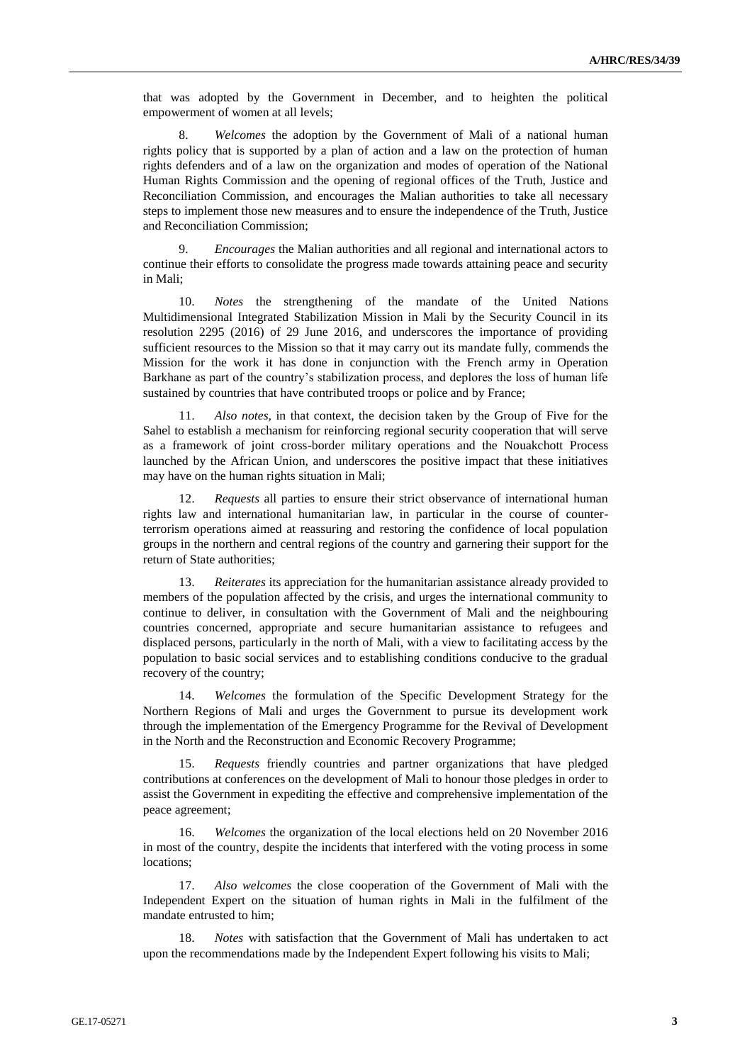that was adopted by the Government in December, and to heighten the political empowerment of women at all levels;

8. *Welcomes* the adoption by the Government of Mali of a national human rights policy that is supported by a plan of action and a law on the protection of human rights defenders and of a law on the organization and modes of operation of the National Human Rights Commission and the opening of regional offices of the Truth, Justice and Reconciliation Commission, and encourages the Malian authorities to take all necessary steps to implement those new measures and to ensure the independence of the Truth, Justice and Reconciliation Commission;

9. *Encourages* the Malian authorities and all regional and international actors to continue their efforts to consolidate the progress made towards attaining peace and security in Mali;

10. *Notes* the strengthening of the mandate of the United Nations Multidimensional Integrated Stabilization Mission in Mali by the Security Council in its resolution 2295 (2016) of 29 June 2016, and underscores the importance of providing sufficient resources to the Mission so that it may carry out its mandate fully, commends the Mission for the work it has done in conjunction with the French army in Operation Barkhane as part of the country's stabilization process, and deplores the loss of human life sustained by countries that have contributed troops or police and by France;

11. *Also notes*, in that context, the decision taken by the Group of Five for the Sahel to establish a mechanism for reinforcing regional security cooperation that will serve as a framework of joint cross-border military operations and the Nouakchott Process launched by the African Union, and underscores the positive impact that these initiatives may have on the human rights situation in Mali;

12. *Requests* all parties to ensure their strict observance of international human rights law and international humanitarian law, in particular in the course of counter-terrorism operations aimed at reassuring and restoring the confidence of local population groups in the northern and central regions of the country and garnering their support for the return of State authorities;

13. *Reiterates* its appreciation for the humanitarian assistance already provided to members of the population affected by the crisis, and urges the international community to continue to deliver, in consultation with the Government of Mali and the neighbouring countries concerned, appropriate and secure humanitarian assistance to refugees and displaced persons, particularly in the north of Mali, with a view to facilitating access by the population to basic social services and to establishing conditions conducive to the gradual recovery of the country;

14. *Welcomes* the formulation of the Specific Development Strategy for the Northern Regions of Mali and urges the Government to pursue its development work through the implementation of the Emergency Programme for the Revival of Development in the North and the Reconstruction and Economic Recovery Programme;

15. *Requests* friendly countries and partner organizations that have pledged contributions at conferences on the development of Mali to honour those pledges in order to assist the Government in expediting the effective and comprehensive implementation of the peace agreement;

16. *Welcomes* the organization of the local elections held on 20 November 2016 in most of the country, despite the incidents that interfered with the voting process in some locations;

17. *Also welcomes* the close cooperation of the Government of Mali with the Independent Expert on the situation of human rights in Mali in the fulfilment of the mandate entrusted to him;

18. *Notes* with satisfaction that the Government of Mali has undertaken to act upon the recommendations made by the Independent Expert following his visits to Mali;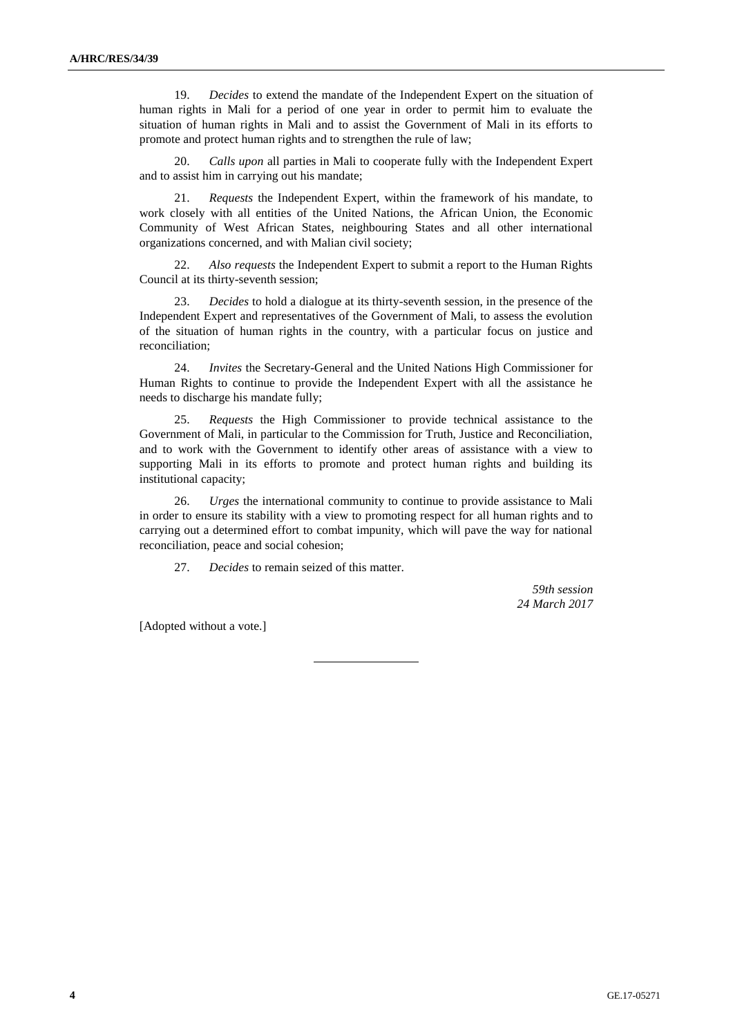19. *Decides* to extend the mandate of the Independent Expert on the situation of human rights in Mali for a period of one year in order to permit him to evaluate the situation of human rights in Mali and to assist the Government of Mali in its efforts to promote and protect human rights and to strengthen the rule of law;

20. *Calls upon* all parties in Mali to cooperate fully with the Independent Expert and to assist him in carrying out his mandate;

21. *Requests* the Independent Expert, within the framework of his mandate, to work closely with all entities of the United Nations, the African Union, the Economic Community of West African States, neighbouring States and all other international organizations concerned, and with Malian civil society;

22. *Also requests* the Independent Expert to submit a report to the Human Rights Council at its thirty-seventh session;

23. *Decides* to hold a dialogue at its thirty-seventh session, in the presence of the Independent Expert and representatives of the Government of Mali, to assess the evolution of the situation of human rights in the country, with a particular focus on justice and reconciliation;

24. *Invites* the Secretary-General and the United Nations High Commissioner for Human Rights to continue to provide the Independent Expert with all the assistance he needs to discharge his mandate fully;

25. *Requests* the High Commissioner to provide technical assistance to the Government of Mali, in particular to the Commission for Truth, Justice and Reconciliation, and to work with the Government to identify other areas of assistance with a view to supporting Mali in its efforts to promote and protect human rights and building its institutional capacity;

26. *Urges* the international community to continue to provide assistance to Mali in order to ensure its stability with a view to promoting respect for all human rights and to carrying out a determined effort to combat impunity, which will pave the way for national reconciliation, peace and social cohesion;

27. *Decides* to remain seized of this matter.

*59th session*
*24 March 2017*

[Adopted without a vote.]